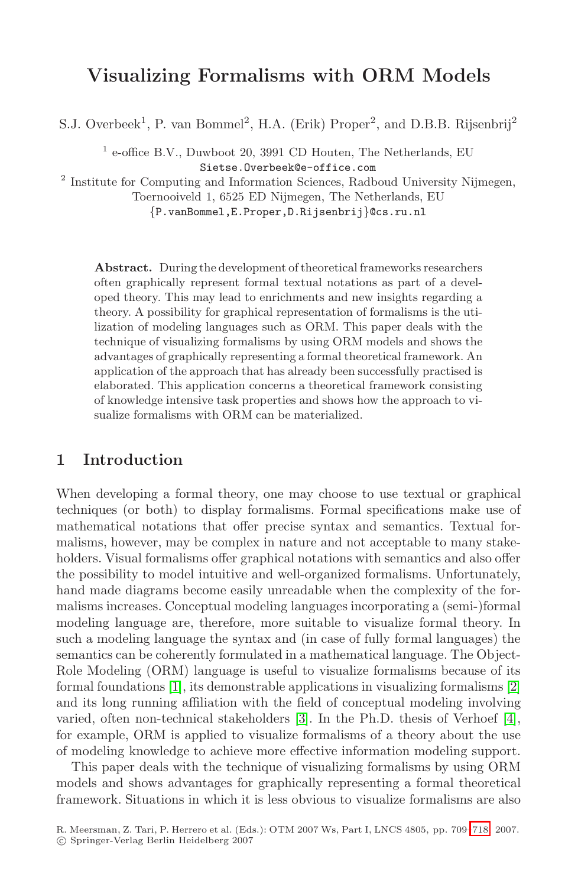# Visualizing Formalisms with ORM Models

S.J. Overbeek[1], P. van Bommel[2], H.A. (Erik) Proper[2], and D.B.B. Rijsenbrij[2]

[1] e-office B.V., Duwboot 20, 3991 CD Houten, The Netherlands, EU
Sietse.Overbeek@e-office.com

[2] Institute for Computing and Information Sciences, Radboud University Nijmegen, Toernooiveld 1, 6525 ED Nijmegen, The Netherlands, EU
{P.vanBommel,E.Proper,D.Rijsenbrij}@cs.ru.nl

**Abstract.** During the development of theoretical frameworks researchers often graphically represent formal textual notations as part of a developed theory. This may lead to enrichments and new insights regarding a theory. A possibility for graphical representation of formalisms is the utilization of modeling languages such as ORM. This paper deals with the technique of visualizing formalisms by using ORM models and shows the advantages of graphically representing a formal theoretical framework. An application of the approach that has already been successfully practised is elaborated. This application concerns a theoretical framework consisting of knowledge intensive task properties and shows how the approach to visualize formalisms with ORM can be materialized.

## 1 Introduction

When developing a formal theory, one may choose to use textual or graphical techniques (or both) to display formalisms. Formal specifications make use of mathematical notations that offer precise syntax and semantics. Textual formalisms, however, may be complex in nature and not acceptable to many stakeholders. Visual formalisms offer graphical notations with semantics and also offer the possibility to model intuitive and well-organized formalisms. Unfortunately, hand made diagrams become easily unreadable when the complexity of the formalisms increases. Conceptual modeling languages incorporating a (semi-)formal modeling language are, therefore, more suitable to visualize formal theory. In such a modeling language the syntax and (in case of fully formal languages) the semantics can be coherently formulated in a mathematical language. The Object-Role Modeling (ORM) language is useful to visualize formalisms because of its formal foundations [1], its demonstrable applications in visualizing formalisms [2] and its long running affiliation with the field of conceptual modeling involving varied, often non-technical stakeholders [3]. In the Ph.D. thesis of Verhoef [4], for example, ORM is applied to visualize formalisms of a theory about the use of modeling knowledge to achieve more effective information modeling support.

This paper deals with the technique of visualizing formalisms by using ORM models and shows advantages for graphically representing a formal theoretical framework. Situations in which it is less obvious to visualize formalisms are also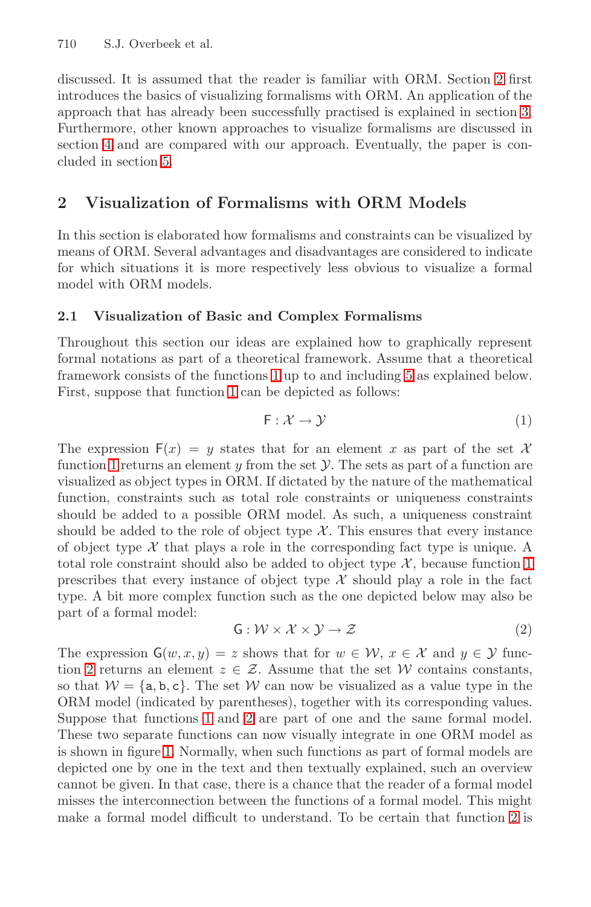discussed. It is assumed that the reader is familiar with ORM. Section 2 first introduces the basics of visualizing formalisms with ORM. An application of the approach that has already been successfully practised is explained in section 3. Furthermore, other known approaches to visualize formalisms are discussed in section 4 and are compared with our approach. Eventually, the paper is concluded in section 5.

## 2 Visualization of Formalisms with ORM Models

In this section is elaborated how formalisms and constraints can be visualized by means of ORM. Several advantages and disadvantages are considered to indicate for which situations it is more respectively less obvious to visualize a formal model with ORM models.

### 2.1 Visualization of Basic and Complex Formalisms

Throughout this section our ideas are explained how to graphically represent formal notations as part of a theoretical framework. Assume that a theoretical framework consists of the functions 1 up to and including 5 as explained below. First, suppose that function 1 can be depicted as follows:

$$\mathsf{F} : \mathcal{X} \rightarrow \mathcal{Y} \tag{1}$$

The expression $\mathsf{F}(x) = y$ states that for an element $x$ as part of the set $\mathcal{X}$ function 1 returns an element $y$ from the set $\mathcal{Y}$. The sets as part of a function are visualized as object types in ORM. If dictated by the nature of the mathematical function, constraints such as total role constraints or uniqueness constraints should be added to a possible ORM model. As such, a uniqueness constraint should be added to the role of object type $\mathcal{X}$. This ensures that every instance of object type $\mathcal{X}$ that plays a role in the corresponding fact type is unique. A total role constraint should also be added to object type $\mathcal{X}$, because function 1 prescribes that every instance of object type $\mathcal{X}$ should play a role in the fact type. A bit more complex function such as the one depicted below may also be part of a formal model:

$$\mathsf{G} : \mathcal{W} \times \mathcal{X} \times \mathcal{Y} \rightarrow \mathcal{Z} \tag{2}$$

The expression $\mathsf{G}(w, x, y) = z$ shows that for $w \in \mathcal{W}$, $x \in \mathcal{X}$ and $y \in \mathcal{Y}$ function 2 returns an element $z \in \mathcal{Z}$. Assume that the set $\mathcal{W}$ contains constants, so that $\mathcal{W} = \{\mathsf{a}, \mathsf{b}, \mathsf{c}\}$. The set $\mathcal{W}$ can now be visualized as a value type in the ORM model (indicated by parentheses), together with its corresponding values. Suppose that functions 1 and 2 are part of one and the same formal model. These two separate functions can now visually integrate in one ORM model as is shown in figure 1. Normally, when such functions as part of formal models are depicted one by one in the text and then textually explained, such an overview cannot be given. In that case, there is a chance that the reader of a formal model misses the interconnection between the functions of a formal model. This might make a formal model difficult to understand. To be certain that function 2 is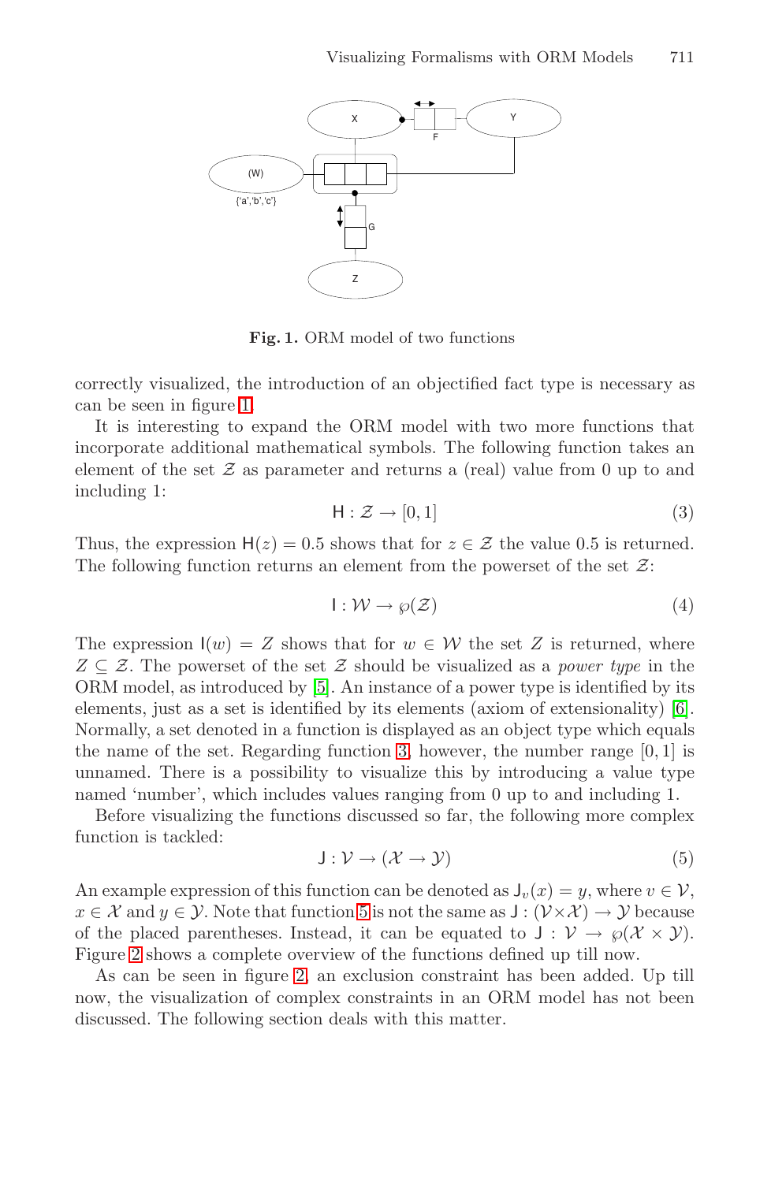**Fig. 1.** ORM model of two functions

correctly visualized, the introduction of an objectified fact type is necessary as can be seen in figure 1.

It is interesting to expand the ORM model with two more functions that incorporate additional mathematical symbols. The following function takes an element of the set $\mathcal{Z}$ as parameter and returns a (real) value from 0 up to and including 1:

$$\mathsf{H} : \mathcal{Z} \rightarrow [0, 1] \tag{3}$$

Thus, the expression $\mathsf{H}(z) = 0.5$ shows that for $z \in \mathcal{Z}$ the value 0.5 is returned. The following function returns an element from the powerset of the set $\mathcal{Z}$:

$$\mathsf{I} : \mathcal{W} \rightarrow \wp(\mathcal{Z}) \tag{4}$$

The expression $\mathsf{I}(w) = Z$ shows that for $w \in \mathcal{W}$ the set $Z$ is returned, where $Z \subseteq \mathcal{Z}$. The powerset of the set $\mathcal{Z}$ should be visualized as a *power type* in the ORM model, as introduced by [5]. An instance of a power type is identified by its elements, just as a set is identified by its elements (axiom of extensionality) [6]. Normally, a set denoted in a function is displayed as an object type which equals the name of the set. Regarding function 3, however, the number range $[0, 1]$ is unnamed. There is a possibility to visualize this by introducing a value type named 'number', which includes values ranging from 0 up to and including 1.

Before visualizing the functions discussed so far, the following more complex function is tackled:

$$\mathsf{J} : \mathcal{V} \rightarrow (\mathcal{X} \rightarrow \mathcal{Y}) \tag{5}$$

An example expression of this function can be denoted as $\mathsf{J}_v(x) = y$, where $v \in \mathcal{V}$, $x \in \mathcal{X}$ and $y \in \mathcal{Y}$. Note that function 5 is not the same as $\mathsf{J} : (\mathcal{V} \times \mathcal{X}) \rightarrow \mathcal{Y}$ because of the placed parentheses. Instead, it can be equated to $\mathsf{J} : \mathcal{V} \rightarrow \wp(\mathcal{X} \times \mathcal{Y})$. Figure 2 shows a complete overview of the functions defined up till now.

As can be seen in figure 2, an exclusion constraint has been added. Up till now, the visualization of complex constraints in an ORM model has not been discussed. The following section deals with this matter.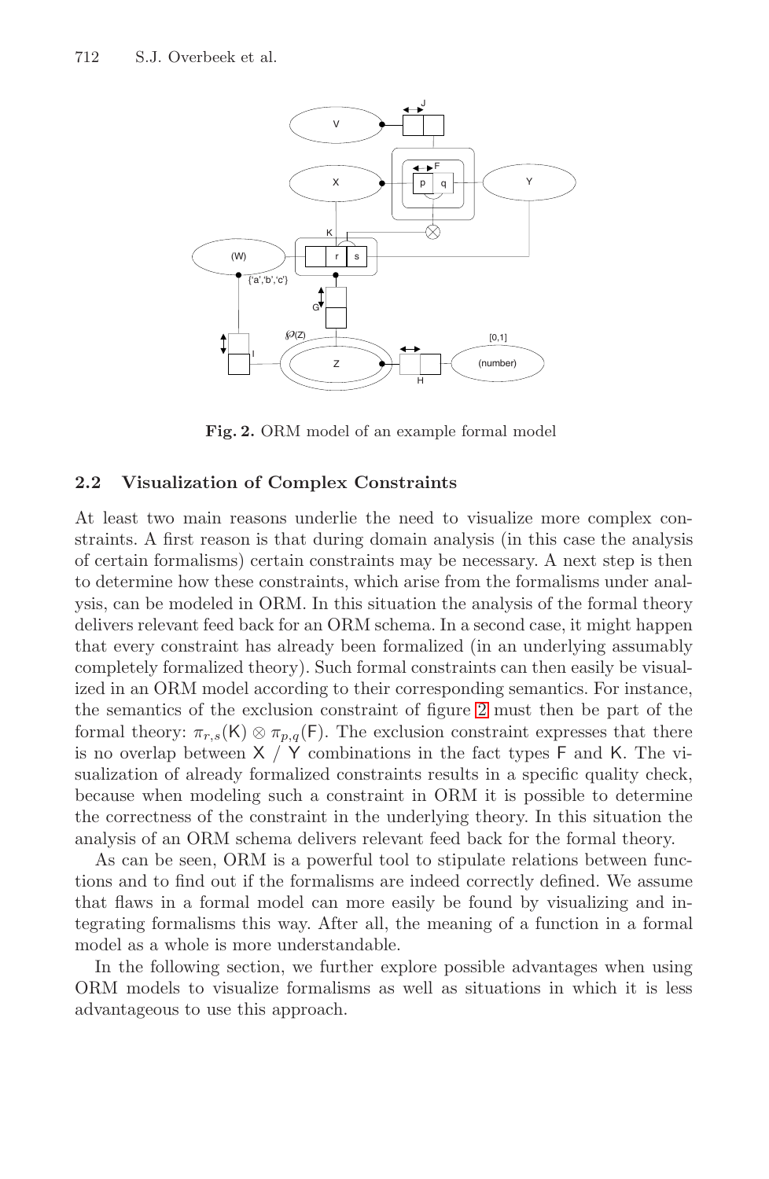V

J

X

F

p

q

Y

K

(W)

r

s

{'a','b','c'}

G

I

℘(Z)

Z

H

[0,1]

(number)

**Fig. 2.** ORM model of an example formal model

## 2.2 Visualization of Complex Constraints

At least two main reasons underlie the need to visualize more complex constraints. A first reason is that during domain analysis (in this case the analysis of certain formalisms) certain constraints may be necessary. A next step is then to determine how these constraints, which arise from the formalisms under analysis, can be modeled in ORM. In this situation the analysis of the formal theory delivers relevant feed back for an ORM schema. In a second case, it might happen that every constraint has already been formalized (in an underlying assumably completely formalized theory). Such formal constraints can then easily be visualized in an ORM model according to their corresponding semantics. For instance, the semantics of the exclusion constraint of figure 2 must then be part of the formal theory: $\pi_{r,s}(\mathsf{K}) \otimes \pi_{p,q}(\mathsf{F})$. The exclusion constraint expresses that there is no overlap between X / Y combinations in the fact types F and K. The visualization of already formalized constraints results in a specific quality check, because when modeling such a constraint in ORM it is possible to determine the correctness of the constraint in the underlying theory. In this situation the analysis of an ORM schema delivers relevant feed back for the formal theory.

As can be seen, ORM is a powerful tool to stipulate relations between functions and to find out if the formalisms are indeed correctly defined. We assume that flaws in a formal model can more easily be found by visualizing and integrating formalisms this way. After all, the meaning of a function in a formal model as a whole is more understandable.

In the following section, we further explore possible advantages when using ORM models to visualize formalisms as well as situations in which it is less advantageous to use this approach.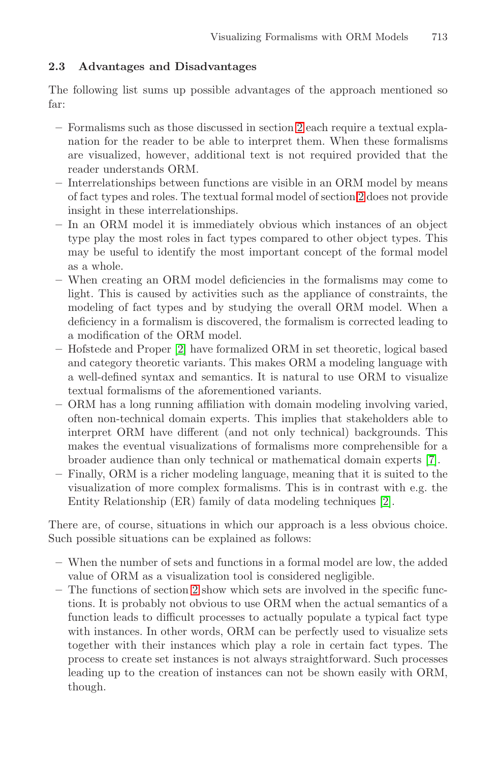### 2.3 Advantages and Disadvantages

The following list sums up possible advantages of the approach mentioned so far:

- Formalisms such as those discussed in section 2 each require a textual explanation for the reader to be able to interpret them. When these formalisms are visualized, however, additional text is not required provided that the reader understands ORM.
- Interrelationships between functions are visible in an ORM model by means of fact types and roles. The textual formal model of section 2 does not provide insight in these interrelationships.
- In an ORM model it is immediately obvious which instances of an object type play the most roles in fact types compared to other object types. This may be useful to identify the most important concept of the formal model as a whole.
- When creating an ORM model deficiencies in the formalisms may come to light. This is caused by activities such as the appliance of constraints, the modeling of fact types and by studying the overall ORM model. When a deficiency in a formalism is discovered, the formalism is corrected leading to a modification of the ORM model.
- Hofstede and Proper [2] have formalized ORM in set theoretic, logical based and category theoretic variants. This makes ORM a modeling language with a well-defined syntax and semantics. It is natural to use ORM to visualize textual formalisms of the aforementioned variants.
- ORM has a long running affiliation with domain modeling involving varied, often non-technical domain experts. This implies that stakeholders able to interpret ORM have different (and not only technical) backgrounds. This makes the eventual visualizations of formalisms more comprehensible for a broader audience than only technical or mathematical domain experts [7].
- Finally, ORM is a richer modeling language, meaning that it is suited to the visualization of more complex formalisms. This is in contrast with e.g. the Entity Relationship (ER) family of data modeling techniques [2].

There are, of course, situations in which our approach is a less obvious choice. Such possible situations can be explained as follows:

- When the number of sets and functions in a formal model are low, the added value of ORM as a visualization tool is considered negligible.
- The functions of section 2 show which sets are involved in the specific functions. It is probably not obvious to use ORM when the actual semantics of a function leads to difficult processes to actually populate a typical fact type with instances. In other words, ORM can be perfectly used to visualize sets together with their instances which play a role in certain fact types. The process to create set instances is not always straightforward. Such processes leading up to the creation of instances can not be shown easily with ORM, though.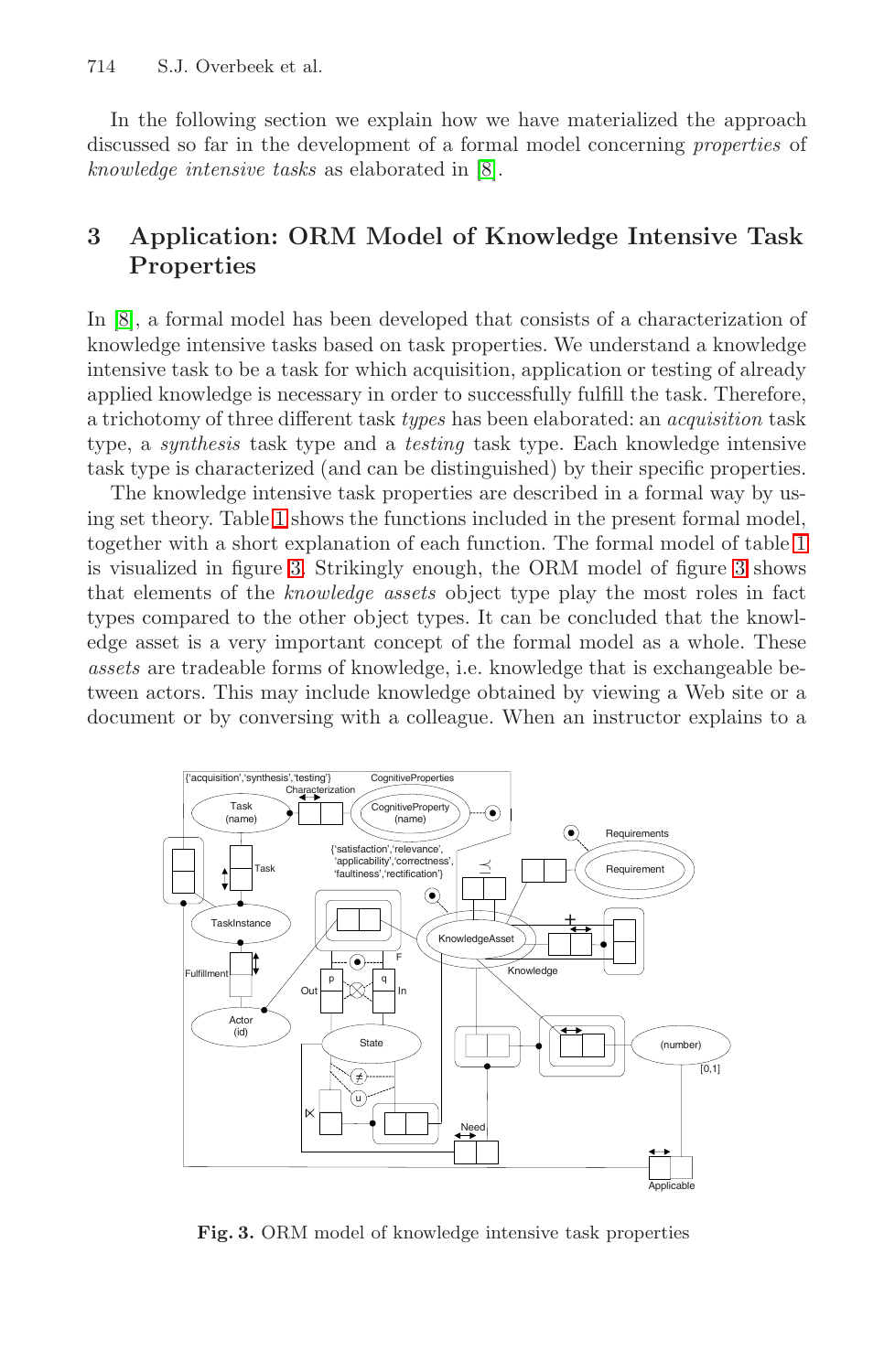In the following section we explain how we have materialized the approach discussed so far in the development of a formal model concerning *properties* of *knowledge intensive tasks* as elaborated in [8].

## 3 Application: ORM Model of Knowledge Intensive Task Properties

In [8], a formal model has been developed that consists of a characterization of knowledge intensive tasks based on task properties. We understand a knowledge intensive task to be a task for which acquisition, application or testing of already applied knowledge is necessary in order to successfully fulfill the task. Therefore, a trichotomy of three different task *types* has been elaborated: an *acquisition* task type, a *synthesis* task type and a *testing* task type. Each knowledge intensive task type is characterized (and can be distinguished) by their specific properties.

The knowledge intensive task properties are described in a formal way by using set theory. Table 1 shows the functions included in the present formal model, together with a short explanation of each function. The formal model of table 1 is visualized in figure 3. Strikingly enough, the ORM model of figure 3 shows that elements of the *knowledge assets* object type play the most roles in fact types compared to the other object types. It can be concluded that the knowledge asset is a very important concept of the formal model as a whole. These *assets* are tradeable forms of knowledge, i.e. knowledge that is exchangeable between actors. This may include knowledge obtained by viewing a Web site or a document or by conversing with a colleague. When an instructor explains to a

**Fig. 3.** ORM model of knowledge intensive task properties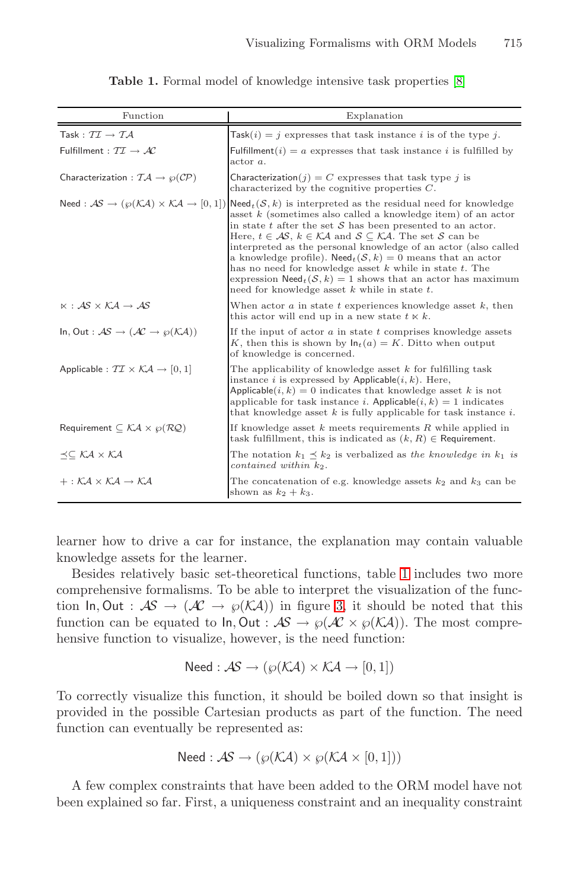**Table 1.** Formal model of knowledge intensive task properties [8]

| Function | Explanation |
|---|---|
| $\mathsf{Task} : \mathcal{TI} \to \mathcal{TA}$ | $\mathsf{Task}(i) = j$ expresses that task instance $i$ is of the type $j$. |
| $\mathsf{Fulfillment} : \mathcal{TI} \to \mathcal{AC}$ | $\mathsf{Fulfillment}(i) = a$ expresses that task instance $i$ is fulfilled by actor $a$. |
| $\mathsf{Characterization} : \mathcal{TA} \to \wp(\mathcal{CP})$ | $\mathsf{Characterization}(j) = C$ expresses that task type $j$ is characterized by the cognitive properties $C$. |
| $\mathsf{Need} : \mathcal{AS} \to (\wp(\mathcal{KA}) \times \mathcal{KA} \to [0,1])$ | $\mathsf{Need}_t(\mathcal{S}, k)$ is interpreted as the residual need for knowledge asset $k$ (sometimes also called a knowledge item) of an actor in state $t$ after the set $\mathcal{S}$ has been presented to an actor. Here, $t \in \mathcal{AS}$, $k \in \mathcal{KA}$ and $\mathcal{S} \subseteq \mathcal{KA}$. The set $\mathcal{S}$ can be interpreted as the personal knowledge of an actor (also called a knowledge profile). $\mathsf{Need}_t(\mathcal{S}, k) = 0$ means that an actor has no need for knowledge asset $k$ while in state $t$. The expression $\mathsf{Need}_t(\mathcal{S}, k) = 1$ shows that an actor has maximum need for knowledge asset $k$ while in state $t$. |
| $\ltimes : \mathcal{AS} \times \mathcal{KA} \to \mathcal{AS}$ | When actor $a$ in state $t$ experiences knowledge asset $k$, then this actor will end up in a new state $t \ltimes k$. |
| $\mathsf{In}, \mathsf{Out} : \mathcal{AS} \to (\mathcal{AC} \to \wp(\mathcal{KA}))$ | If the input of actor $a$ in state $t$ comprises knowledge assets $K$, then this is shown by $\mathsf{In}_t(a) = K$. Ditto when output of knowledge is concerned. |
| $\mathsf{Applicable} : \mathcal{TI} \times \mathcal{KA} \to [0,1]$ | The applicability of knowledge asset $k$ for fulfilling task instance $i$ is expressed by $\mathsf{Applicable}(i, k)$. Here, $\mathsf{Applicable}(i, k) = 0$ indicates that knowledge asset $k$ is not applicable for task instance $i$. $\mathsf{Applicable}(i, k) = 1$ indicates that knowledge asset $k$ is fully applicable for task instance $i$. |
| $\mathsf{Requirement} \subseteq \mathcal{KA} \times \wp(\mathcal{RQ})$ | If knowledge asset $k$ meets requirements $R$ while applied in task fulfillment, this is indicated as $(k, R) \in \mathsf{Requirement}$. |
| $\preceq \subseteq \mathcal{KA} \times \mathcal{KA}$ | The notation $k_1 \preceq k_2$ is verbalized as *the knowledge in* $k_1$ *is contained within* $k_2$. |
| $+ : \mathcal{KA} \times \mathcal{KA} \to \mathcal{KA}$ | The concatenation of e.g. knowledge assets $k_2$ and $k_3$ can be shown as $k_2 + k_3$. |

learner how to drive a car for instance, the explanation may contain valuable knowledge assets for the learner.

Besides relatively basic set-theoretical functions, table 1 includes two more comprehensive formalisms. To be able to interpret the visualization of the function $\mathsf{In}, \mathsf{Out} : \mathcal{AS} \to (\mathcal{AC} \to \wp(\mathcal{KA}))$ in figure 3, it should be noted that this function can be equated to $\mathsf{In}, \mathsf{Out} : \mathcal{AS} \to \wp(\mathcal{AC} \times \wp(\mathcal{KA}))$. The most comprehensive function to visualize, however, is the need function:

$$\mathsf{Need} : \mathcal{AS} \to (\wp(\mathcal{KA}) \times \mathcal{KA} \to [0,1])$$

To correctly visualize this function, it should be boiled down so that insight is provided in the possible Cartesian products as part of the function. The need function can eventually be represented as:

$$\mathsf{Need} : \mathcal{AS} \to (\wp(\mathcal{KA}) \times \wp(\mathcal{KA} \times [0,1]))$$

A few complex constraints that have been added to the ORM model have not been explained so far. First, a uniqueness constraint and an inequality constraint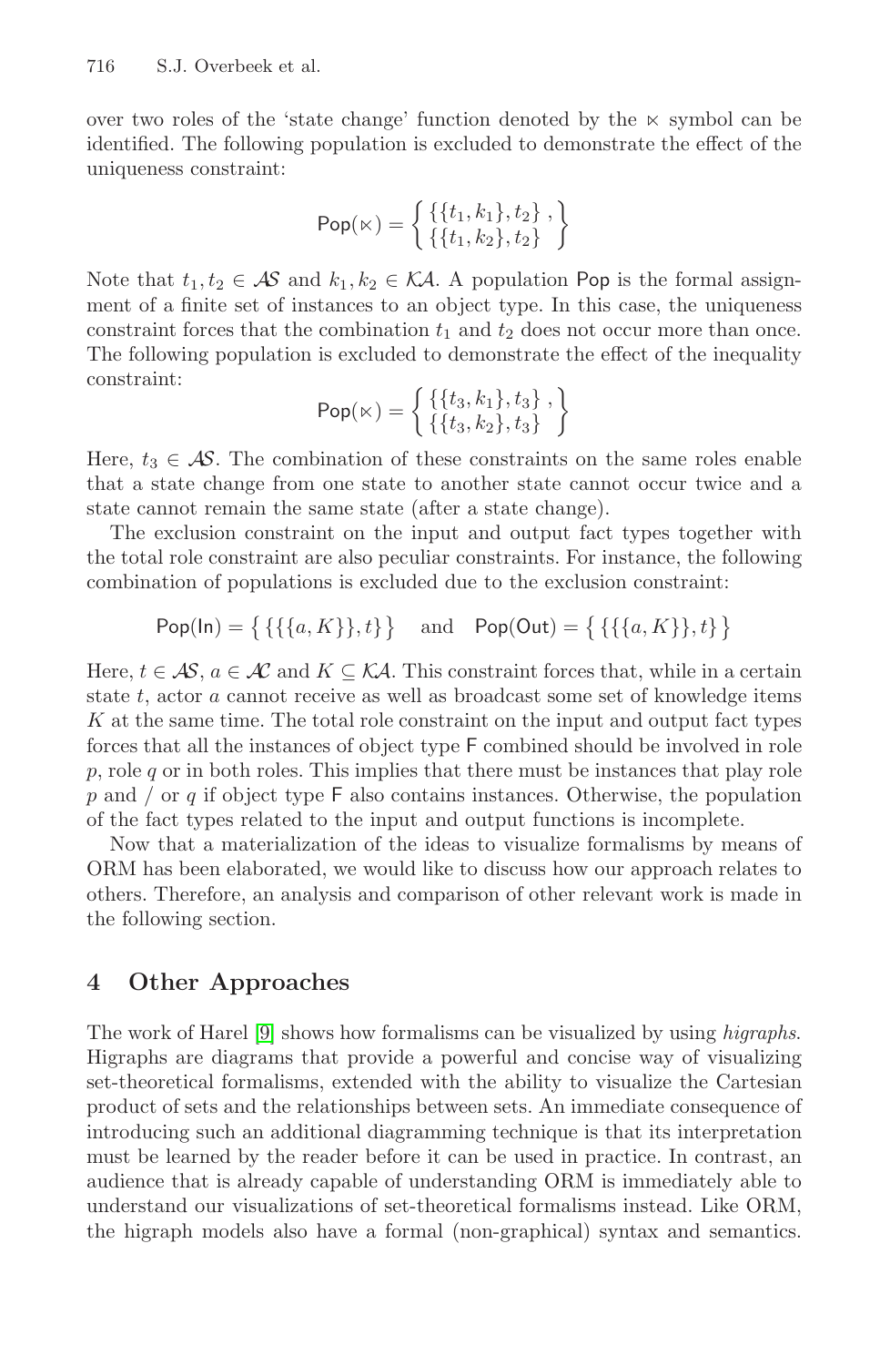over two roles of the 'state change' function denoted by the $\ltimes$ symbol can be identified. The following population is excluded to demonstrate the effect of the uniqueness constraint:

$$\mathsf{Pop}(\ltimes) = \left\{ \begin{array}{l} \{\{t_1, k_1\}, t_2\}, \\ \{\{t_1, k_2\}, t_2\} \end{array} \right\}$$

Note that $t_1, t_2 \in \mathcal{AS}$ and $k_1, k_2 \in \mathcal{KA}$. A population $\mathsf{Pop}$ is the formal assignment of a finite set of instances to an object type. In this case, the uniqueness constraint forces that the combination $t_1$ and $t_2$ does not occur more than once. The following population is excluded to demonstrate the effect of the inequality constraint:

$$\mathsf{Pop}(\ltimes) = \left\{ \begin{array}{l} \{\{t_3, k_1\}, t_3\}, \\ \{\{t_3, k_2\}, t_3\} \end{array} \right\}$$

Here, $t_3 \in \mathcal{AS}$. The combination of these constraints on the same roles enable that a state change from one state to another state cannot occur twice and a state cannot remain the same state (after a state change).

The exclusion constraint on the input and output fact types together with the total role constraint are also peculiar constraints. For instance, the following combination of populations is excluded due to the exclusion constraint:

$$\mathsf{Pop}(\mathsf{In}) = \{\{\{\{a, K\}\}, t\}\} \quad \text{and} \quad \mathsf{Pop}(\mathsf{Out}) = \{\{\{\{a, K\}\}, t\}\}$$

Here, $t \in \mathcal{AS}$, $a \in \mathcal{AC}$ and $K \subseteq \mathcal{KA}$. This constraint forces that, while in a certain state $t$, actor $a$ cannot receive as well as broadcast some set of knowledge items $K$ at the same time. The total role constraint on the input and output fact types forces that all the instances of object type $\mathsf{F}$ combined should be involved in role $p$, role $q$ or in both roles. This implies that there must be instances that play role $p$ and / or $q$ if object type $\mathsf{F}$ also contains instances. Otherwise, the population of the fact types related to the input and output functions is incomplete.

Now that a materialization of the ideas to visualize formalisms by means of ORM has been elaborated, we would like to discuss how our approach relates to others. Therefore, an analysis and comparison of other relevant work is made in the following section.

## 4 Other Approaches

The work of Harel [9] shows how formalisms can be visualized by using *higraphs*. Higraphs are diagrams that provide a powerful and concise way of visualizing set-theoretical formalisms, extended with the ability to visualize the Cartesian product of sets and the relationships between sets. An immediate consequence of introducing such an additional diagramming technique is that its interpretation must be learned by the reader before it can be used in practice. In contrast, an audience that is already capable of understanding ORM is immediately able to understand our visualizations of set-theoretical formalisms instead. Like ORM, the higraph models also have a formal (non-graphical) syntax and semantics.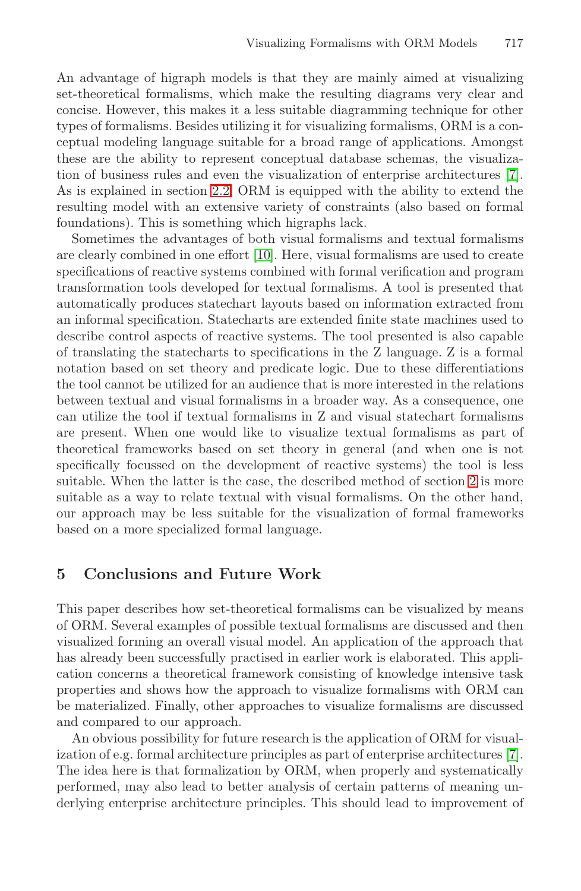An advantage of higraph models is that they are mainly aimed at visualizing set-theoretical formalisms, which make the resulting diagrams very clear and concise. However, this makes it a less suitable diagramming technique for other types of formalisms. Besides utilizing it for visualizing formalisms, ORM is a conceptual modeling language suitable for a broad range of applications. Amongst these are the ability to represent conceptual database schemas, the visualization of business rules and even the visualization of enterprise architectures [7]. As is explained in section 2.2, ORM is equipped with the ability to extend the resulting model with an extensive variety of constraints (also based on formal foundations). This is something which higraphs lack.

Sometimes the advantages of both visual formalisms and textual formalisms are clearly combined in one effort [10]. Here, visual formalisms are used to create specifications of reactive systems combined with formal verification and program transformation tools developed for textual formalisms. A tool is presented that automatically produces statechart layouts based on information extracted from an informal specification. Statecharts are extended finite state machines used to describe control aspects of reactive systems. The tool presented is also capable of translating the statecharts to specifications in the Z language. Z is a formal notation based on set theory and predicate logic. Due to these differentiations the tool cannot be utilized for an audience that is more interested in the relations between textual and visual formalisms in a broader way. As a consequence, one can utilize the tool if textual formalisms in Z and visual statechart formalisms are present. When one would like to visualize textual formalisms as part of theoretical frameworks based on set theory in general (and when one is not specifically focussed on the development of reactive systems) the tool is less suitable. When the latter is the case, the described method of section 2 is more suitable as a way to relate textual with visual formalisms. On the other hand, our approach may be less suitable for the visualization of formal frameworks based on a more specialized formal language.

## 5 Conclusions and Future Work

This paper describes how set-theoretical formalisms can be visualized by means of ORM. Several examples of possible textual formalisms are discussed and then visualized forming an overall visual model. An application of the approach that has already been successfully practised in earlier work is elaborated. This application concerns a theoretical framework consisting of knowledge intensive task properties and shows how the approach to visualize formalisms with ORM can be materialized. Finally, other approaches to visualize formalisms are discussed and compared to our approach.

An obvious possibility for future research is the application of ORM for visualization of e.g. formal architecture principles as part of enterprise architectures [7]. The idea here is that formalization by ORM, when properly and systematically performed, may also lead to better analysis of certain patterns of meaning underlying enterprise architecture principles. This should lead to improvement of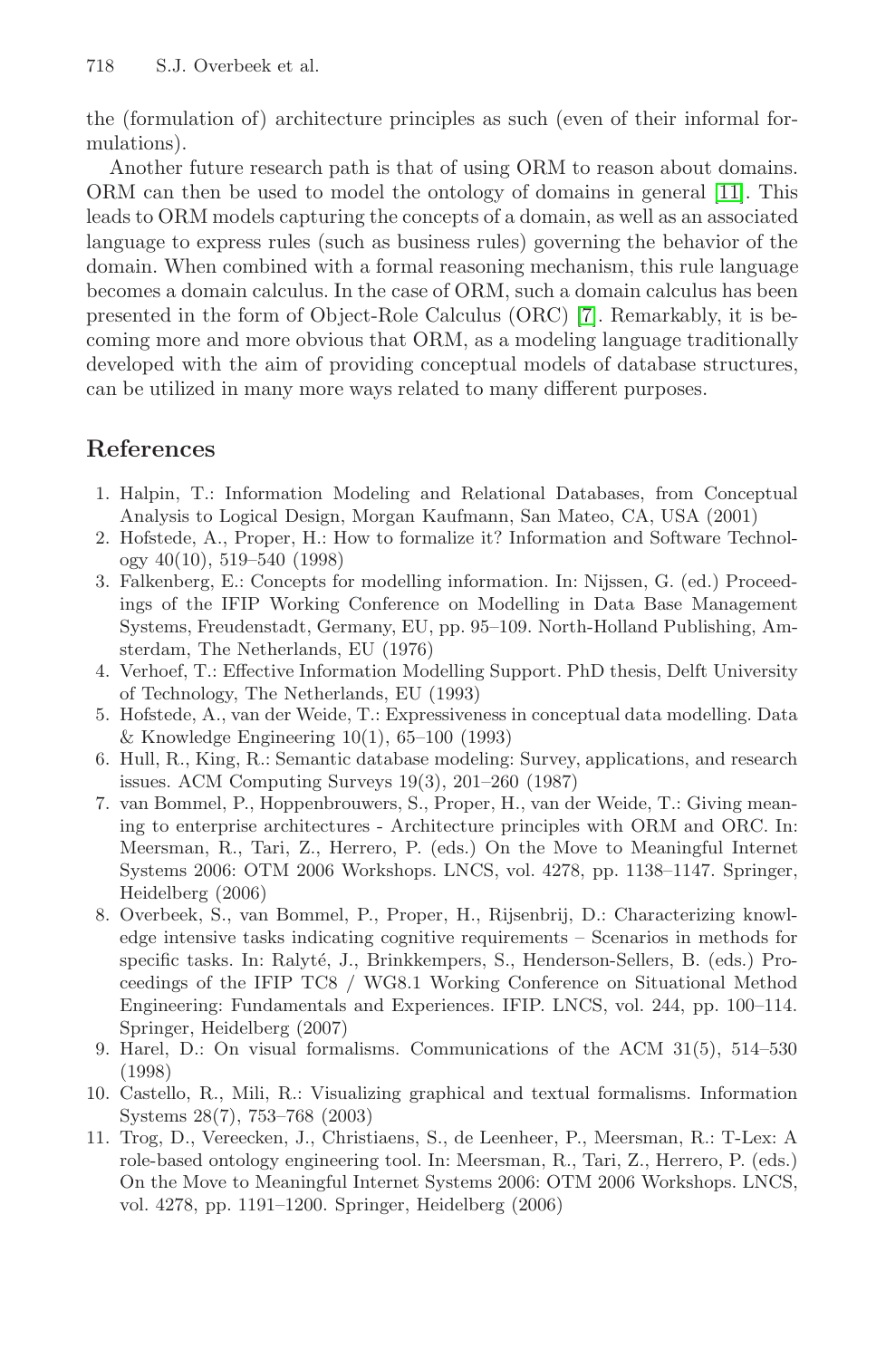the (formulation of) architecture principles as such (even of their informal formulations).

Another future research path is that of using ORM to reason about domains. ORM can then be used to model the ontology of domains in general [11]. This leads to ORM models capturing the concepts of a domain, as well as an associated language to express rules (such as business rules) governing the behavior of the domain. When combined with a formal reasoning mechanism, this rule language becomes a domain calculus. In the case of ORM, such a domain calculus has been presented in the form of Object-Role Calculus (ORC) [7]. Remarkably, it is becoming more and more obvious that ORM, as a modeling language traditionally developed with the aim of providing conceptual models of database structures, can be utilized in many more ways related to many different purposes.

## References

1. Halpin, T.: Information Modeling and Relational Databases, from Conceptual Analysis to Logical Design, Morgan Kaufmann, San Mateo, CA, USA (2001)
2. Hofstede, A., Proper, H.: How to formalize it? Information and Software Technology 40(10), 519–540 (1998)
3. Falkenberg, E.: Concepts for modelling information. In: Nijssen, G. (ed.) Proceedings of the IFIP Working Conference on Modelling in Data Base Management Systems, Freudenstadt, Germany, EU, pp. 95–109. North-Holland Publishing, Amsterdam, The Netherlands, EU (1976)
4. Verhoef, T.: Effective Information Modelling Support. PhD thesis, Delft University of Technology, The Netherlands, EU (1993)
5. Hofstede, A., van der Weide, T.: Expressiveness in conceptual data modelling. Data & Knowledge Engineering 10(1), 65–100 (1993)
6. Hull, R., King, R.: Semantic database modeling: Survey, applications, and research issues. ACM Computing Surveys 19(3), 201–260 (1987)
7. van Bommel, P., Hoppenbrouwers, S., Proper, H., van der Weide, T.: Giving meaning to enterprise architectures - Architecture principles with ORM and ORC. In: Meersman, R., Tari, Z., Herrero, P. (eds.) On the Move to Meaningful Internet Systems 2006: OTM 2006 Workshops. LNCS, vol. 4278, pp. 1138–1147. Springer, Heidelberg (2006)
8. Overbeek, S., van Bommel, P., Proper, H., Rijsenbrij, D.: Characterizing knowledge intensive tasks indicating cognitive requirements – Scenarios in methods for specific tasks. In: Ralyté, J., Brinkkempers, S., Henderson-Sellers, B. (eds.) Proceedings of the IFIP TC8 / WG8.1 Working Conference on Situational Method Engineering: Fundamentals and Experiences. IFIP. LNCS, vol. 244, pp. 100–114. Springer, Heidelberg (2007)
9. Harel, D.: On visual formalisms. Communications of the ACM 31(5), 514–530 (1998)
10. Castello, R., Mili, R.: Visualizing graphical and textual formalisms. Information Systems 28(7), 753–768 (2003)
11. Trog, D., Vereecken, J., Christiaens, S., de Leenheer, P., Meersman, R.: T-Lex: A role-based ontology engineering tool. In: Meersman, R., Tari, Z., Herrero, P. (eds.) On the Move to Meaningful Internet Systems 2006: OTM 2006 Workshops. LNCS, vol. 4278, pp. 1191–1200. Springer, Heidelberg (2006)